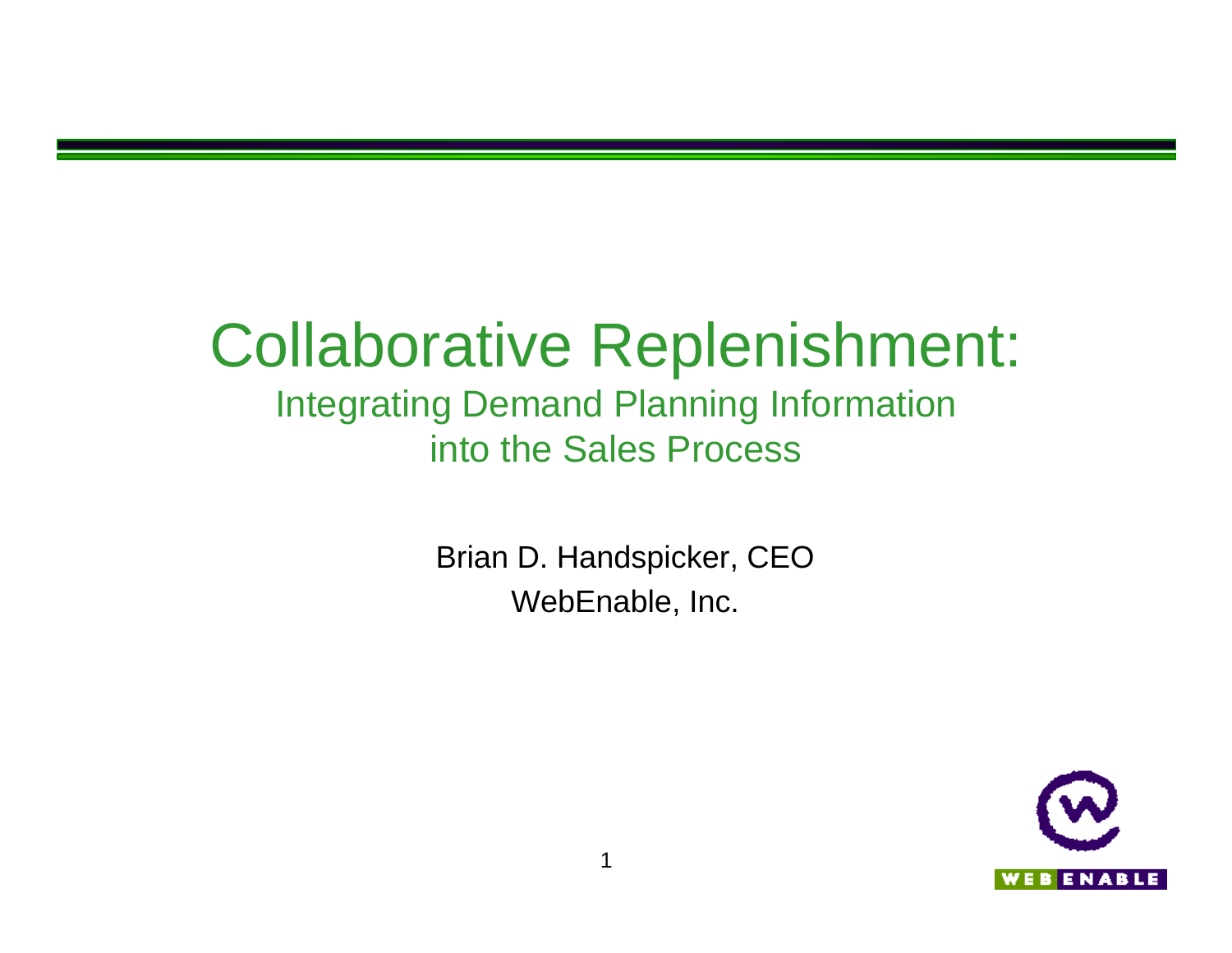# Collaborative Replenishment:

## Integrating Demand Planning Information into the Sales Process

Brian D. Handspicker, CEO

WebEnable, Inc.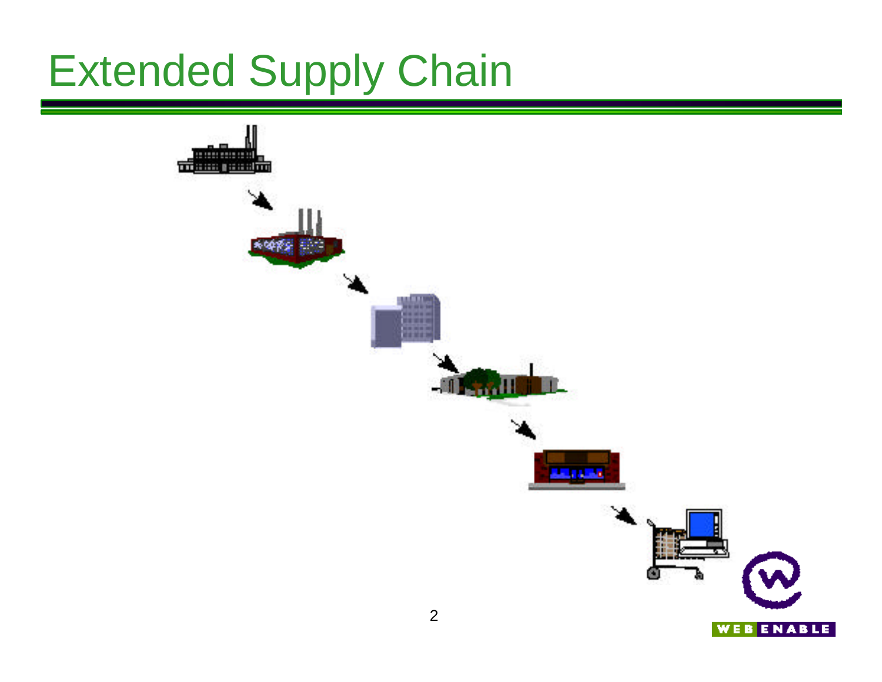# Extended Supply Chain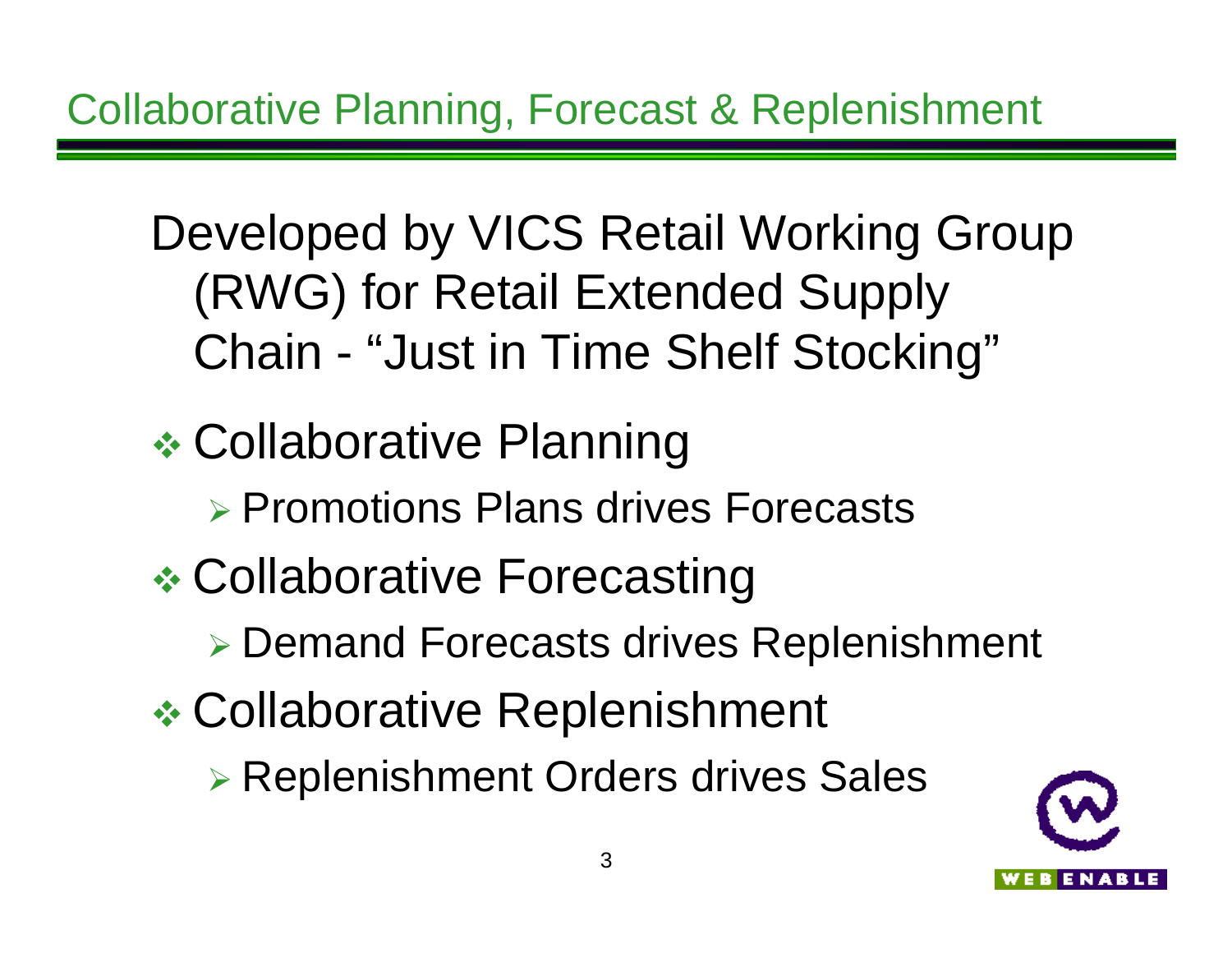# Collaborative Planning, Forecast & Replenishment

Developed by VICS Retail Working Group (RWG) for Retail Extended Supply Chain - "Just in Time Shelf Stocking"

- Collaborative Planning
  - Promotions Plans drives Forecasts
- Collaborative Forecasting
  - Demand Forecasts drives Replenishment
- Collaborative Replenishment
  - Replenishment Orders drives Sales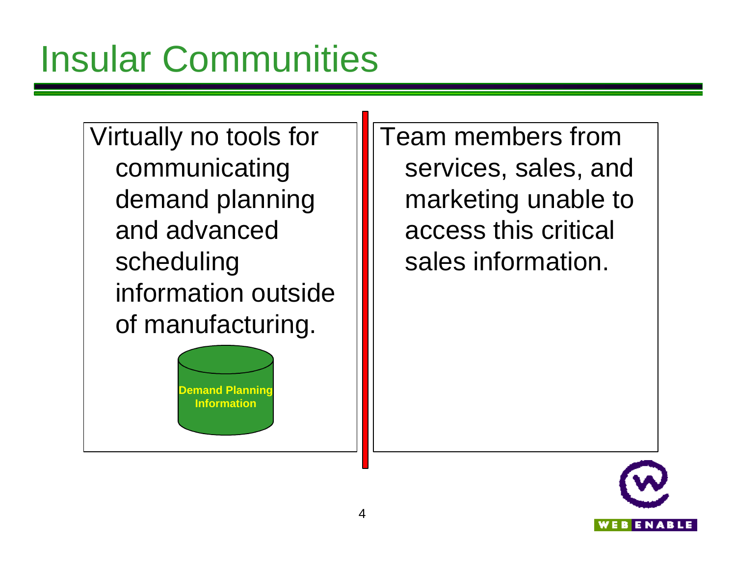# Insular Communities

Virtually no tools for communicating demand planning and advanced scheduling information outside of manufacturing.

Demand Planning Information

Team members from services, sales, and marketing unable to access this critical sales information.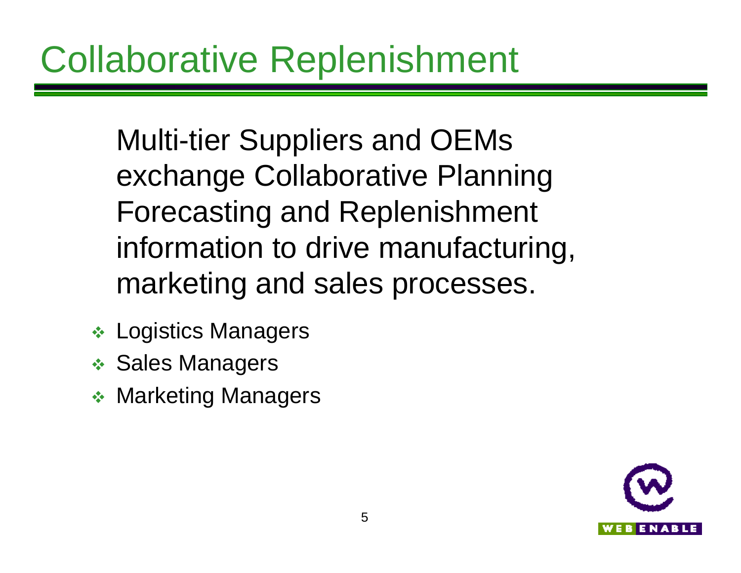# Collaborative Replenishment

Multi-tier Suppliers and OEMs exchange Collaborative Planning Forecasting and Replenishment information to drive manufacturing, marketing and sales processes.

- Logistics Managers
- Sales Managers
- Marketing Managers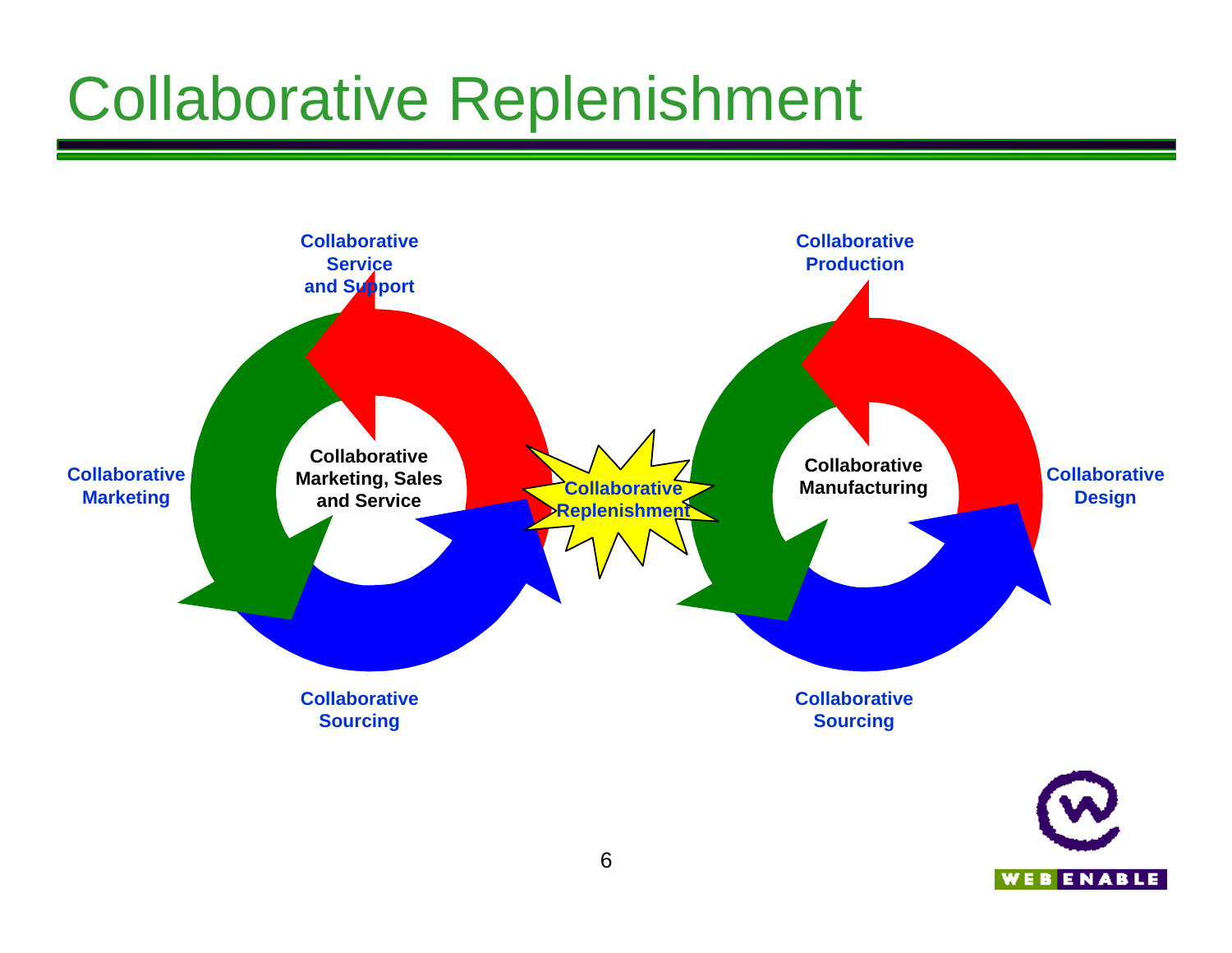# Collaborative Replenishment

Collaborative Service and Support

Collaborative Marketing

Collaborative Marketing, Sales and Service

Collaborative Sourcing

Collaborative Replenishment

Collaborative Production

Collaborative Manufacturing

Collaborative Design

Collaborative Sourcing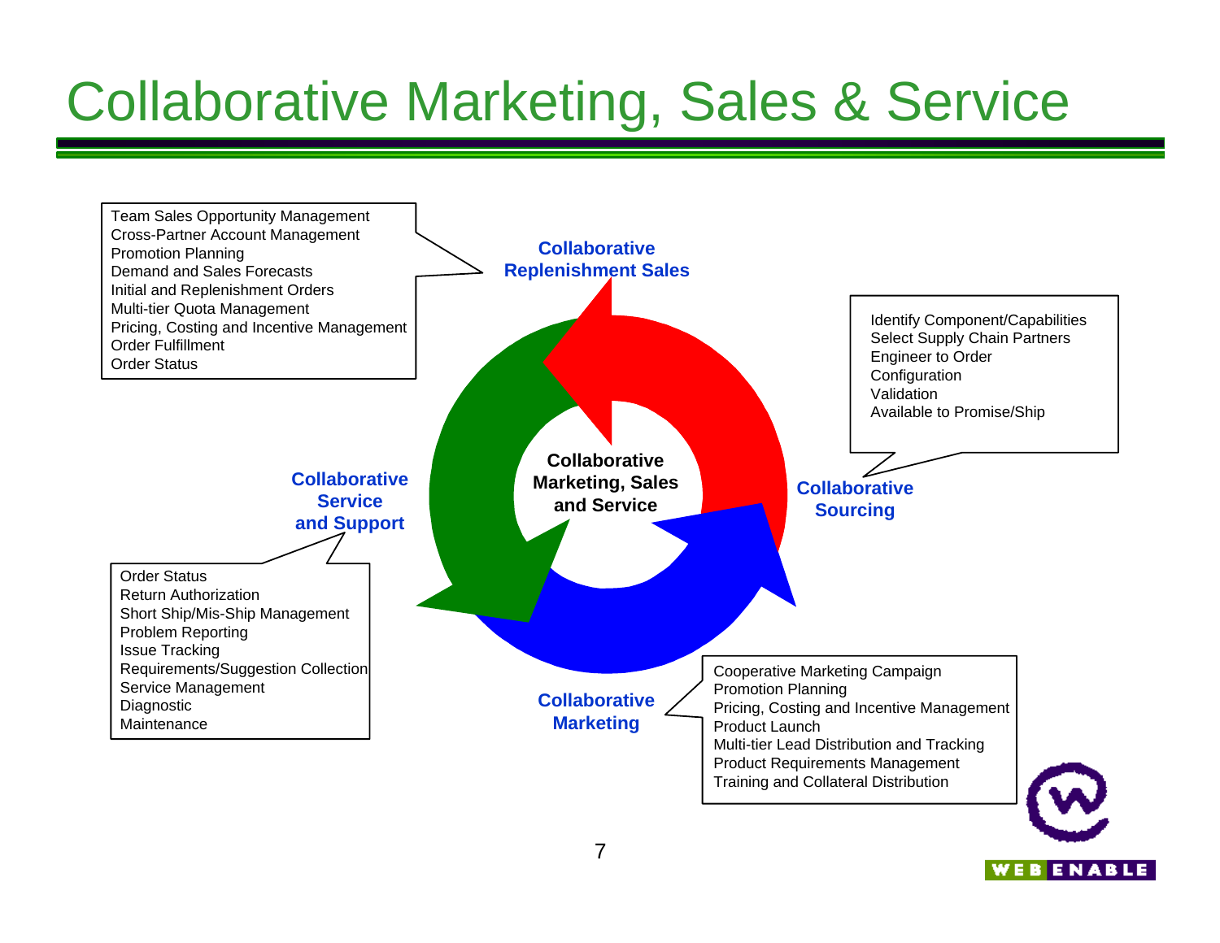# Collaborative Marketing, Sales & Service

**Collaborative Marketing, Sales and Service**

**Collaborative Replenishment Sales**

- Team Sales Opportunity Management
- Cross-Partner Account Management
- Promotion Planning
- Demand and Sales Forecasts
- Initial and Replenishment Orders
- Multi-tier Quota Management
- Pricing, Costing and Incentive Management
- Order Fulfillment
- Order Status

**Collaborative Sourcing**

- Identify Component/Capabilities
- Select Supply Chain Partners
- Engineer to Order
- Configuration
- Validation
- Available to Promise/Ship

**Collaborative Marketing**

- Cooperative Marketing Campaign
- Promotion Planning
- Pricing, Costing and Incentive Management
- Product Launch
- Multi-tier Lead Distribution and Tracking
- Product Requirements Management
- Training and Collateral Distribution

**Collaborative Service and Support**

- Order Status
- Return Authorization
- Short Ship/Mis-Ship Management
- Problem Reporting
- Issue Tracking
- Requirements/Suggestion Collection
- Service Management
- Diagnostic
- Maintenance

WEB ENABLE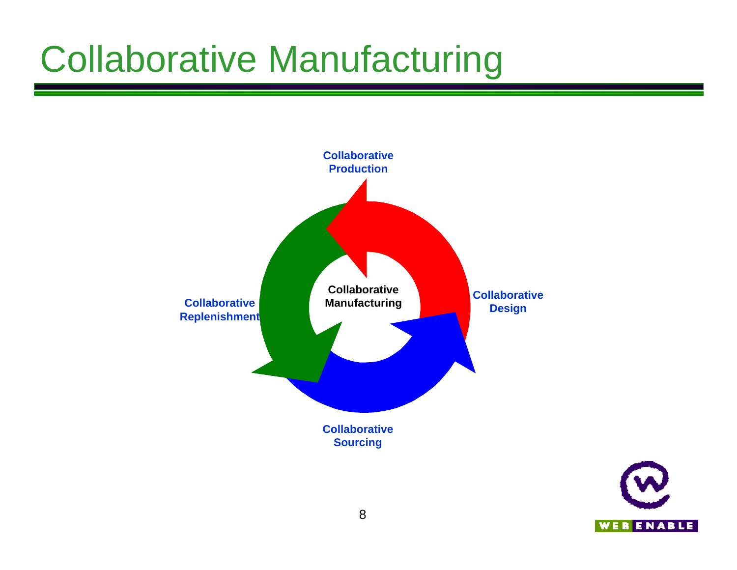# Collaborative Manufacturing

Collaborative Production

Collaborative Design

Collaborative Sourcing

Collaborative Replenishment

**Collaborative Manufacturing**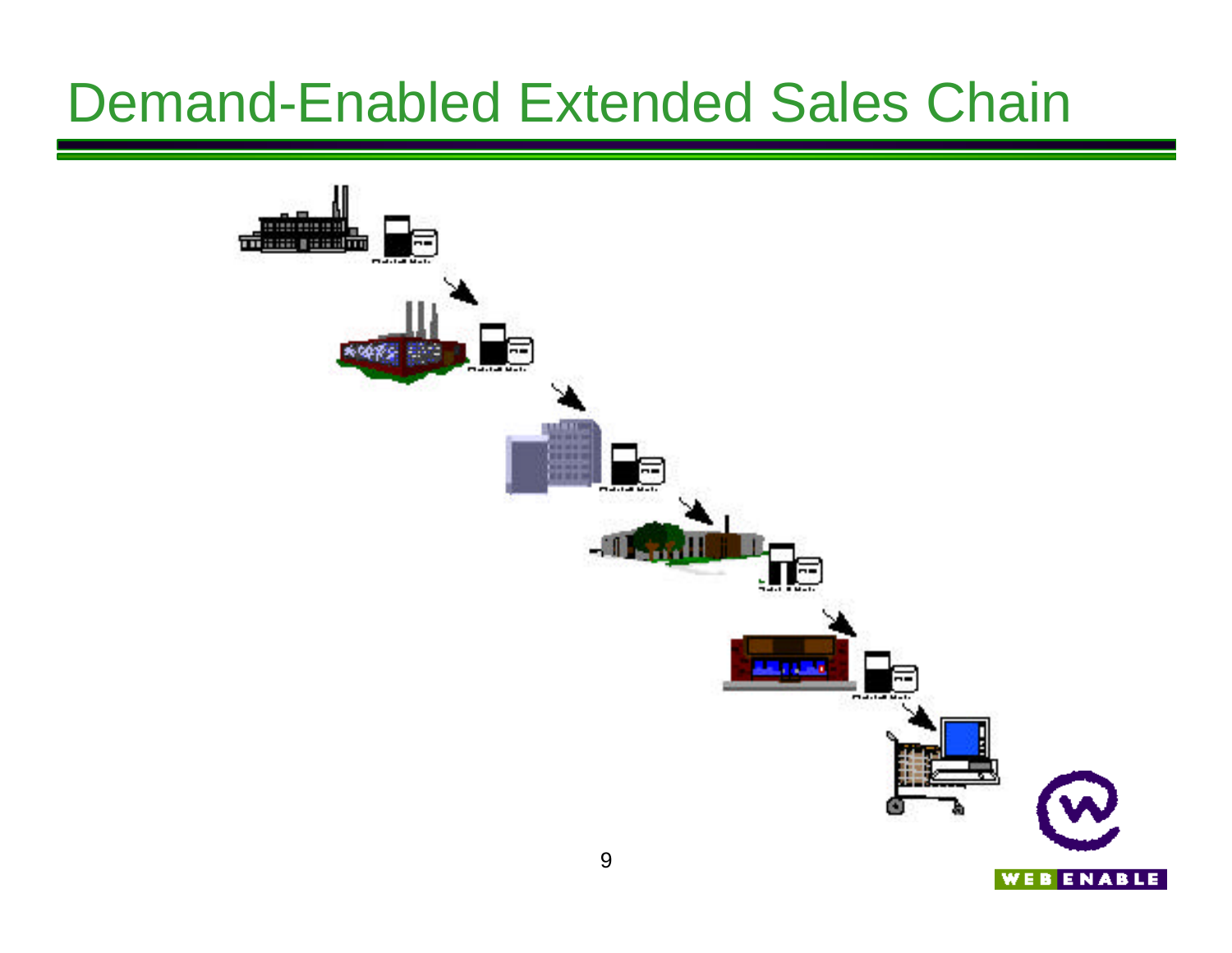# Demand-Enabled Extended Sales Chain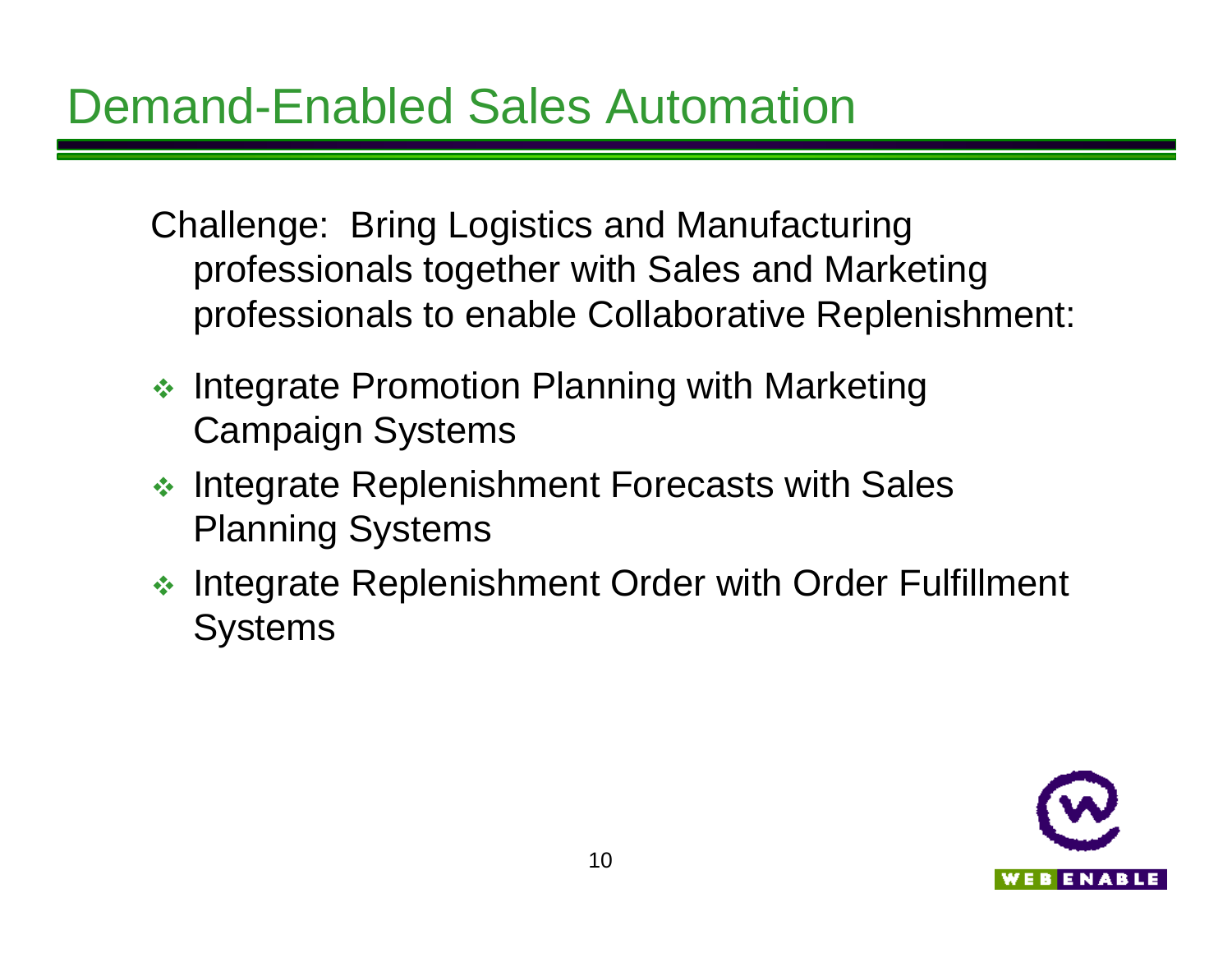# Demand-Enabled Sales Automation

Challenge: Bring Logistics and Manufacturing professionals together with Sales and Marketing professionals to enable Collaborative Replenishment:

- Integrate Promotion Planning with Marketing Campaign Systems
- Integrate Replenishment Forecasts with Sales Planning Systems
- Integrate Replenishment Order with Order Fulfillment Systems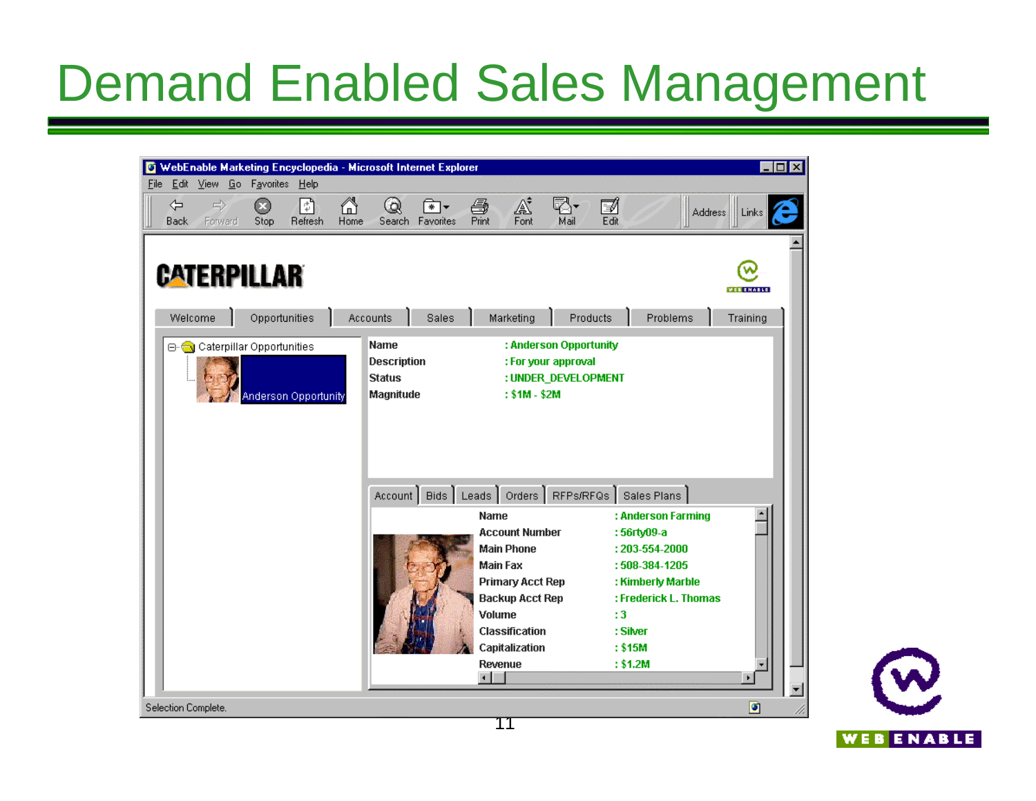# Demand Enabled Sales Management

WebEnable Marketing Encyclopedia - Microsoft Internet Explorer

File Edit View Go Favorites Help

Back Forward Stop Refresh Home Search Favorites Print Font Mail Edit Address Links

CATERPILLAR

Welcome | Opportunities | Accounts | Sales | Marketing | Products | Problems | Training

Caterpillar Opportunities
- Anderson Opportunity

| | |
|---|---|
| Name | : Anderson Opportunity |
| Description | : For your approval |
| Status | : UNDER_DEVELOPMENT |
| Magnitude | : $1M - $2M |

Account | Bids | Leads | Orders | RFPs/RFQs | Sales Plans

| | |
|---|---|
| Name | : Anderson Farming |
| Account Number | : 56rty09-a |
| Main Phone | : 203-554-2000 |
| Main Fax | : 508-384-1205 |
| Primary Acct Rep | : Kimberly Marble |
| Backup Acct Rep | : Frederick L. Thomas |
| Volume | : 3 |
| Classification | : Silver |
| Capitalization | : $15M |
| Revenue | : $1.2M |

Selection Complete.

WEB ENABLE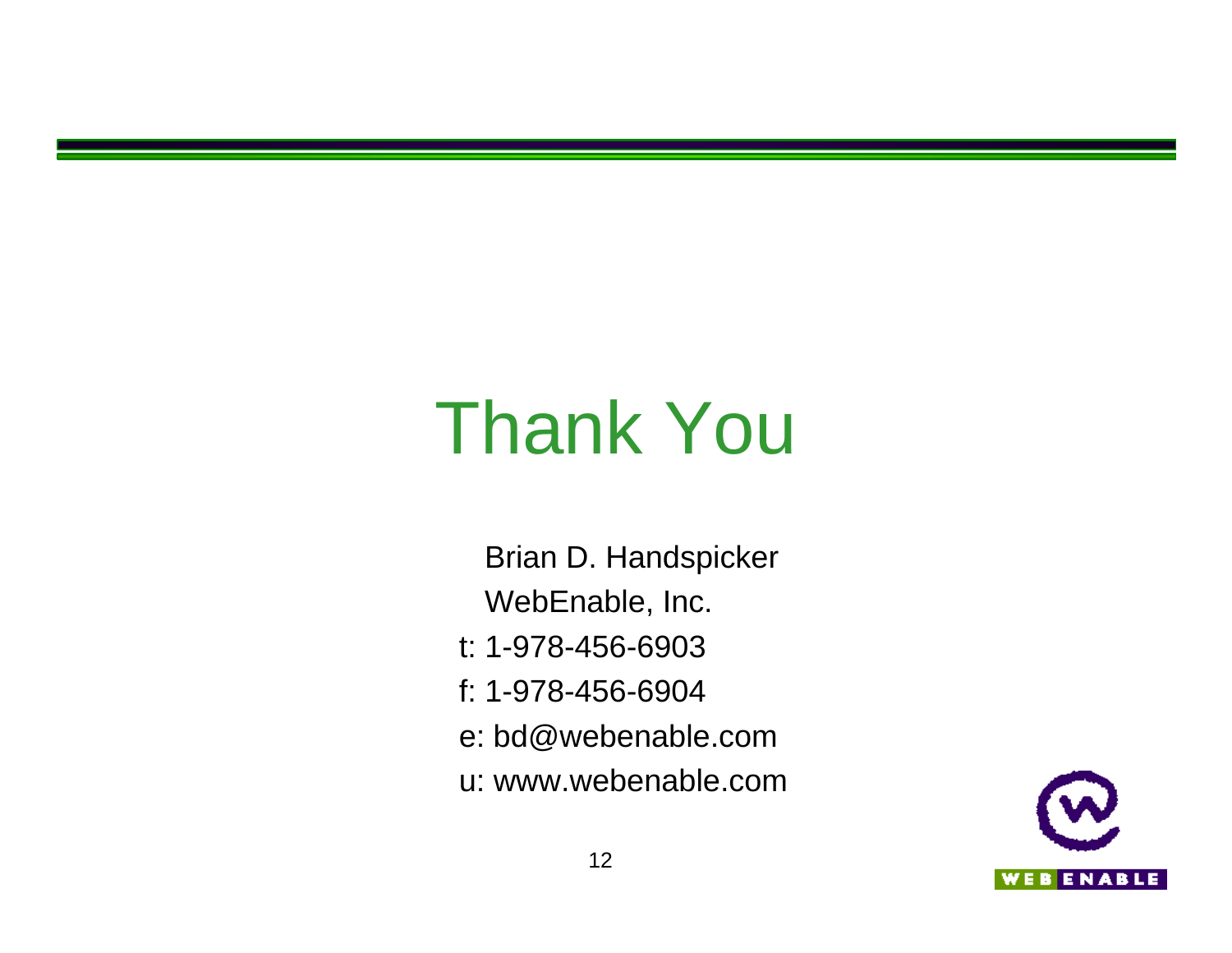# Thank You

Brian D. Handspicker

WebEnable, Inc.

t: 1-978-456-6903

f: 1-978-456-6904

e: bd@webenable.com

u: www.webenable.com